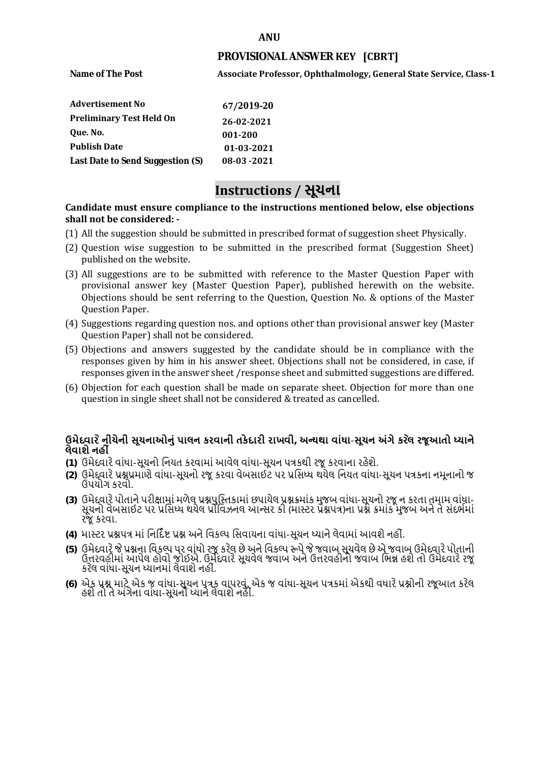**ANU**

## PROVISIONAL ANSWER KEY [CBRT]

| | |
|---|---|
| **Name of The Post** | **Associate Professor, Ophthalmology, General State Service, Class-1** |

| | |
|---|---|
| **Advertisement No** | **67/2019-20** |
| **Preliminary Test Held On** | **26-02-2021** |
| **Que. No.** | **001-200** |
| **Publish Date** | **01-03-2021** |
| **Last Date to Send Suggestion (S)** | **08-03 -2021** |

# Instructions / સૂચના

**Candidate must ensure compliance to the instructions mentioned below, else objections shall not be considered: -**

(1) All the suggestion should be submitted in prescribed format of suggestion sheet Physically.

(2) Question wise suggestion to be submitted in the prescribed format (Suggestion Sheet) published on the website.

(3) All suggestions are to be submitted with reference to the Master Question Paper with provisional answer key (Master Question Paper), published herewith on the website. Objections should be sent referring to the Question, Question No. & options of the Master Question Paper.

(4) Suggestions regarding question nos. and options other than provisional answer key (Master Question Paper) shall not be considered.

(5) Objections and answers suggested by the candidate should be in compliance with the responses given by him in his answer sheet. Objections shall not be considered, in case, if responses given in the answer sheet /response sheet and submitted suggestions are differed.

(6) Objection for each question shall be made on separate sheet. Objection for more than one question in single sheet shall not be considered & treated as cancelled.

**ઉમેદવારે નીચેની સૂચનાઓનું પાલન કરવાની તકેદારી રાખવી, અન્યથા વાંધા-સૂચન અંગે કરેલ રજૂઆતો ધ્યાને લેવાશે નહીં**

**(1)** ઉમેદવારે વાંધા-સૂચનો નિયત કરવામાં આવેલ વાંધા-સૂચન પત્રકથી રજૂ કરવાના રહેશે.

**(2)** ઉમેદવારે પ્રશ્નપ્રમાણે વાંધા-સૂચનો રજૂ કરવા વેબસાઈટ પર પ્રસિધ્ધ થયેલ નિયત વાંધા-સૂચન પત્રકના નમૂનાનો જ ઉપયોગ કરવો.

**(3)** ઉમેદવારે પોતાને પરીક્ષામાં મળેલ પ્રશ્નપુસ્તિકામાં છપાયેલ પ્રશ્નક્રમાંક મુજબ વાંધા-સૂચનો રજૂ ન કરતા તમામ વાંધા-સૂચનો વેબસાઈટ પર પ્રસિધ્ધ થયેલ પ્રોવિઝનલ આન્સર કી (માસ્ટર પ્રશ્નપત્ર)ના પ્રશ્ન ક્રમાંક મુજબ અને તે સંદર્ભમાં રજૂ કરવા.

**(4)** માસ્ટર પ્રશ્નપત્ર માં નિર્દિષ્ટ પ્રશ્ન અને વિકલ્પ સિવાયના વાંધા-સૂચન ધ્યાને લેવામાં આવશે નહીં.

**(5)** ઉમેદવારે જે પ્રશ્નના વિકલ્પ પર વાંધો રજૂ કરેલ છે અને વિકલ્પ રૂપે જે જવાબ સૂચવેલ છે એ જવાબ ઉમેદવારે પોતાની ઉત્તરવહીમાં આપેલ હોવો જોઈએ. ઉમેદવારે સૂચવેલ જવાબ અને ઉત્તરવહીનો જવાબ ભિન્ન હશે તો ઉમેદવારે રજૂ કરેલ વાંધા-સૂચન ધ્યાનમાં લેવાશે નહીં.

**(6)** એક પ્રશ્ન માટે એક જ વાંધા-સૂચન પત્રક વાપરવું. એક જ વાંધા-સૂચન પત્રકમાં એકથી વધારે પ્રશ્નોની રજૂઆત કરેલ હશે તો તે અંગેના વાંધા-સૂચનો ધ્યાને લેવાશે નહીં.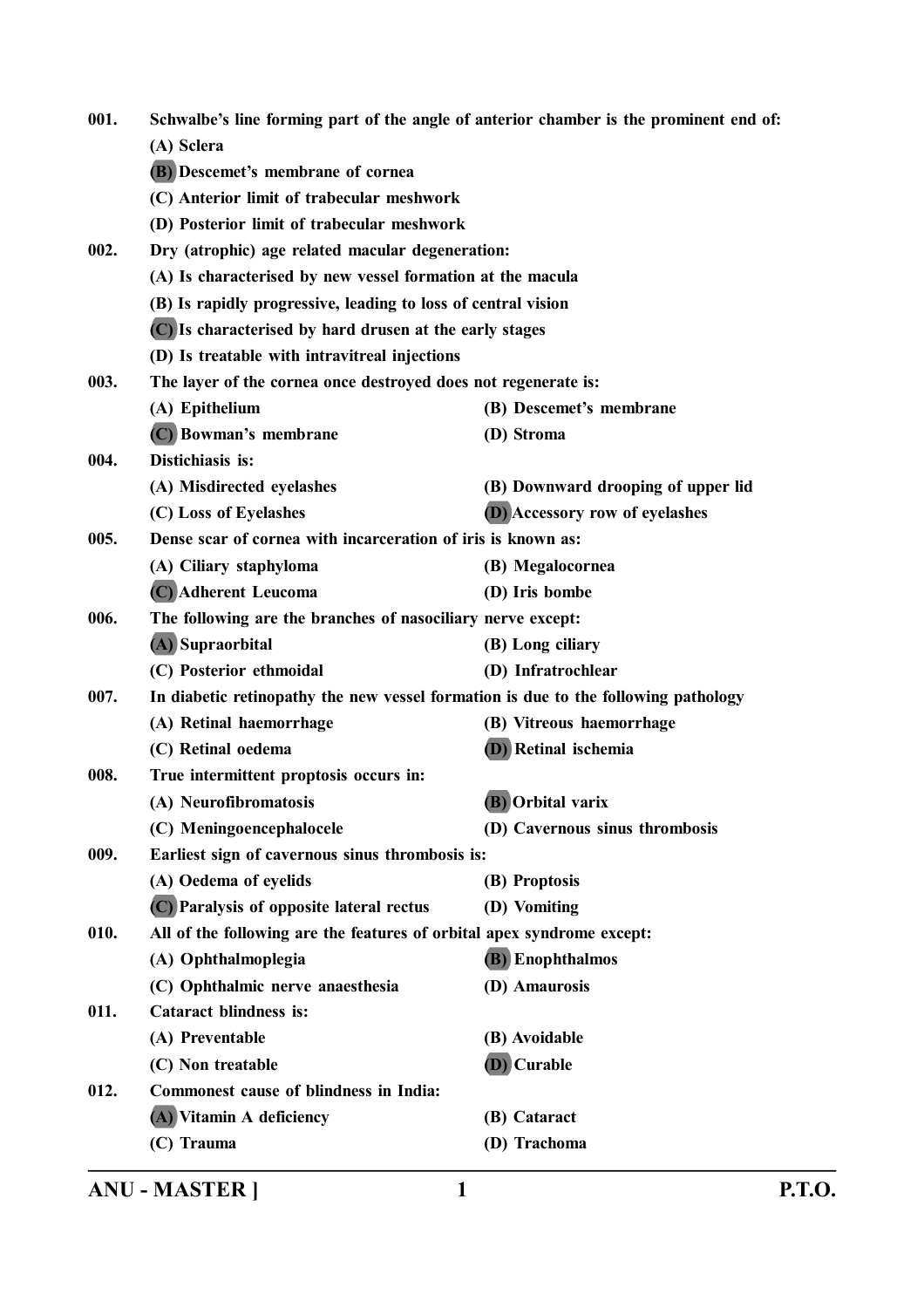**001. Schwalbe's line forming part of the angle of anterior chamber is the prominent end of:**

**(A) Sclera**

**(B) Descemet's membrane of cornea**

**(C) Anterior limit of trabecular meshwork**

**(D) Posterior limit of trabecular meshwork**

**002. Dry (atrophic) age related macular degeneration:**

**(A) Is characterised by new vessel formation at the macula**

**(B) Is rapidly progressive, leading to loss of central vision**

**(C) Is characterised by hard drusen at the early stages**

**(D) Is treatable with intravitreal injections**

**003. The layer of the cornea once destroyed does not regenerate is:**

**(A) Epithelium** **(B) Descemet's membrane**

**(C) Bowman's membrane** **(D) Stroma**

**004. Distichiasis is:**

**(A) Misdirected eyelashes** **(B) Downward drooping of upper lid**

**(C) Loss of Eyelashes** **(D) Accessory row of eyelashes**

**005. Dense scar of cornea with incarceration of iris is known as:**

**(A) Ciliary staphyloma** **(B) Megalocornea**

**(C) Adherent Leucoma** **(D) Iris bombe**

**006. The following are the branches of nasociliary nerve except:**

**(A) Supraorbital** **(B) Long ciliary**

**(C) Posterior ethmoidal** **(D) Infratrochlear**

**007. In diabetic retinopathy the new vessel formation is due to the following pathology**

**(A) Retinal haemorrhage** **(B) Vitreous haemorrhage**

**(C) Retinal oedema** **(D) Retinal ischemia**

**008. True intermittent proptosis occurs in:**

**(A) Neurofibromatosis** **(B) Orbital varix**

**(C) Meningoencephalocele** **(D) Cavernous sinus thrombosis**

**009. Earliest sign of cavernous sinus thrombosis is:**

**(A) Oedema of eyelids** **(B) Proptosis**

**(C) Paralysis of opposite lateral rectus** **(D) Vomiting**

**010. All of the following are the features of orbital apex syndrome except:**

**(A) Ophthalmoplegia** **(B) Enophthalmos**

**(C) Ophthalmic nerve anaesthesia** **(D) Amaurosis**

**011. Cataract blindness is:**

**(A) Preventable** **(B) Avoidable**

**(C) Non treatable** **(D) Curable**

**012. Commonest cause of blindness in India:**

**(A) Vitamin A deficiency** **(B) Cataract**

**(C) Trauma** **(D) Trachoma**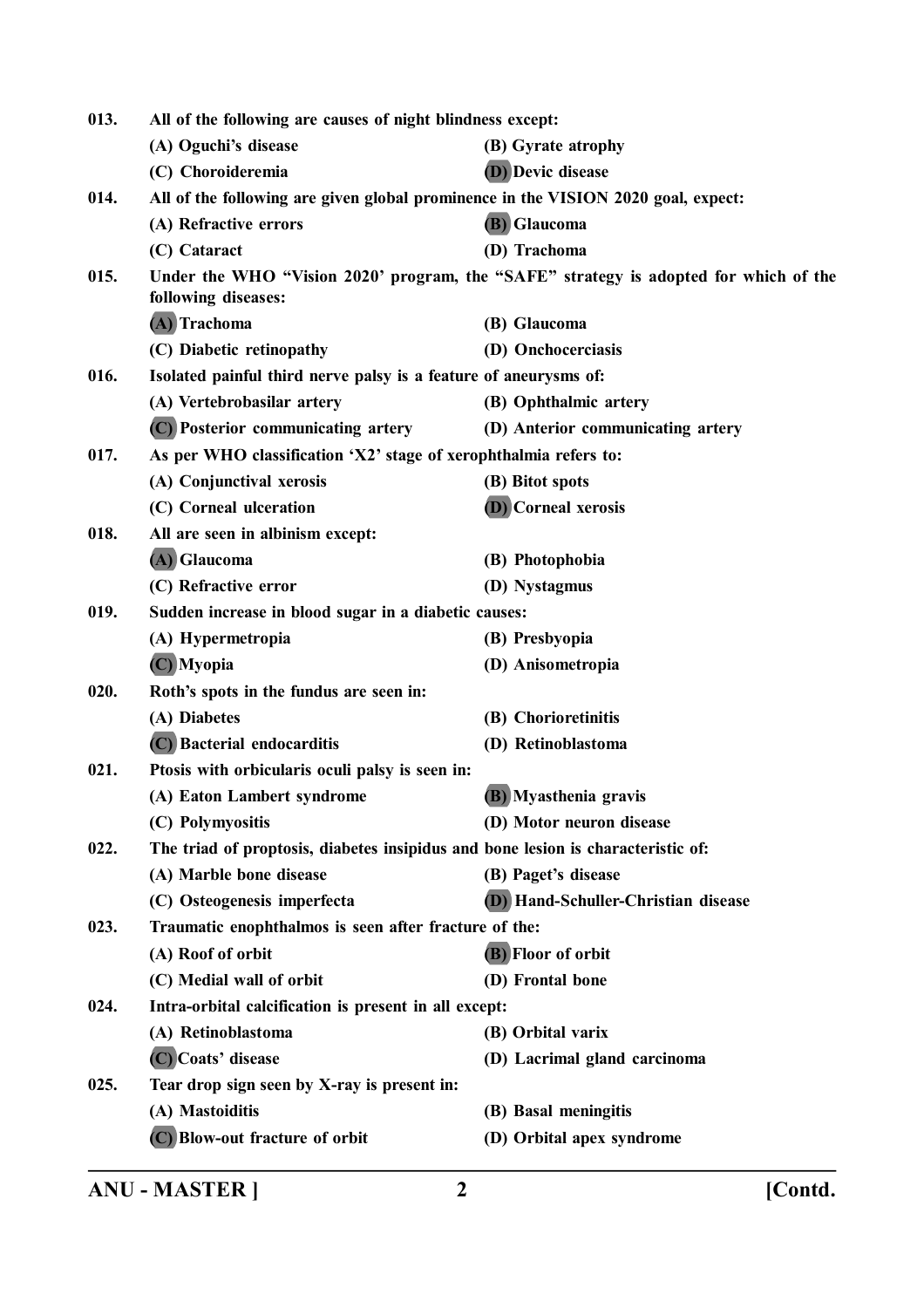013. **All of the following are causes of night blindness except:**

(A) Oguchi's disease
(B) Gyrate atrophy
(C) Choroideremia
(D) Devic disease

014. **All of the following are given global prominence in the VISION 2020 goal, expect:**

(A) Refractive errors
(B) Glaucoma
(C) Cataract
(D) Trachoma

015. **Under the WHO "Vision 2020' program, the "SAFE" strategy is adopted for which of the following diseases:**

(A) Trachoma
(B) Glaucoma
(C) Diabetic retinopathy
(D) Onchocerciasis

016. **Isolated painful third nerve palsy is a feature of aneurysms of:**

(A) Vertebrobasilar artery
(B) Ophthalmic artery
(C) Posterior communicating artery
(D) Anterior communicating artery

017. **As per WHO classification 'X2' stage of xerophthalmia refers to:**

(A) Conjunctival xerosis
(B) Bitot spots
(C) Corneal ulceration
(D) Corneal xerosis

018. **All are seen in albinism except:**

(A) Glaucoma
(B) Photophobia
(C) Refractive error
(D) Nystagmus

019. **Sudden increase in blood sugar in a diabetic causes:**

(A) Hypermetropia
(B) Presbyopia
(C) Myopia
(D) Anisometropia

020. **Roth's spots in the fundus are seen in:**

(A) Diabetes
(B) Chorioretinitis
(C) Bacterial endocarditis
(D) Retinoblastoma

021. **Ptosis with orbicularis oculi palsy is seen in:**

(A) Eaton Lambert syndrome
(B) Myasthenia gravis
(C) Polymyositis
(D) Motor neuron disease

022. **The triad of proptosis, diabetes insipidus and bone lesion is characteristic of:**

(A) Marble bone disease
(B) Paget's disease
(C) Osteogenesis imperfecta
(D) Hand-Schuller-Christian disease

023. **Traumatic enophthalmos is seen after fracture of the:**

(A) Roof of orbit
(B) Floor of orbit
(C) Medial wall of orbit
(D) Frontal bone

024. **Intra-orbital calcification is present in all except:**

(A) Retinoblastoma
(B) Orbital varix
(C) Coats' disease
(D) Lacrimal gland carcinoma

025. **Tear drop sign seen by X-ray is present in:**

(A) Mastoiditis
(B) Basal meningitis
(C) Blow-out fracture of orbit
(D) Orbital apex syndrome

ANU - MASTER ] [Contd.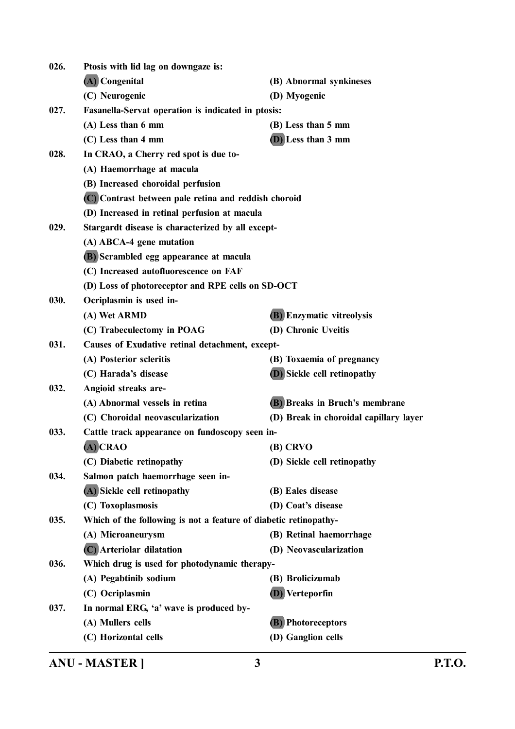**026.** Ptosis with lid lag on downgaze is:

(A) Congenital
(B) Abnormal synkineses
(C) Neurogenic
(D) Myogenic

**027.** Fasanella-Servat operation is indicated in ptosis:

(A) Less than 6 mm
(B) Less than 5 mm
(C) Less than 4 mm
(D) Less than 3 mm

**028.** In CRAO, a Cherry red spot is due to-

(A) Haemorrhage at macula
(B) Increased choroidal perfusion
(C) Contrast between pale retina and reddish choroid
(D) Increased in retinal perfusion at macula

**029.** Stargardt disease is characterized by all except-

(A) ABCA-4 gene mutation
(B) Scrambled egg appearance at macula
(C) Increased autofluorescence on FAF
(D) Loss of photoreceptor and RPE cells on SD-OCT

**030.** Ocriplasmin is used in-

(A) Wet ARMD
(B) Enzymatic vitreolysis
(C) Trabeculectomy in POAG
(D) Chronic Uveitis

**031.** Causes of Exudative retinal detachment, except-

(A) Posterior scleritis
(B) Toxaemia of pregnancy
(C) Harada's disease
(D) Sickle cell retinopathy

**032.** Angioid streaks are-

(A) Abnormal vessels in retina
(B) Breaks in Bruch's membrane
(C) Choroidal neovascularization
(D) Break in choroidal capillary layer

**033.** Cattle track appearance on fundoscopy seen in-

(A) CRAO
(B) CRVO
(C) Diabetic retinopathy
(D) Sickle cell retinopathy

**034.** Salmon patch haemorrhage seen in-

(A) Sickle cell retinopathy
(B) Eales disease
(C) Toxoplasmosis
(D) Coat's disease

**035.** Which of the following is not a feature of diabetic retinopathy-

(A) Microaneurysm
(B) Retinal haemorrhage
(C) Arteriolar dilatation
(D) Neovascularization

**036.** Which drug is used for photodynamic therapy-

(A) Pegabtinib sodium
(B) Brolicizumab
(C) Ocriplasmin
(D) Verteporfin

**037.** In normal ERG, 'a' wave is produced by-

(A) Mullers cells
(B) Photoreceptors
(C) Horizontal cells
(D) Ganglion cells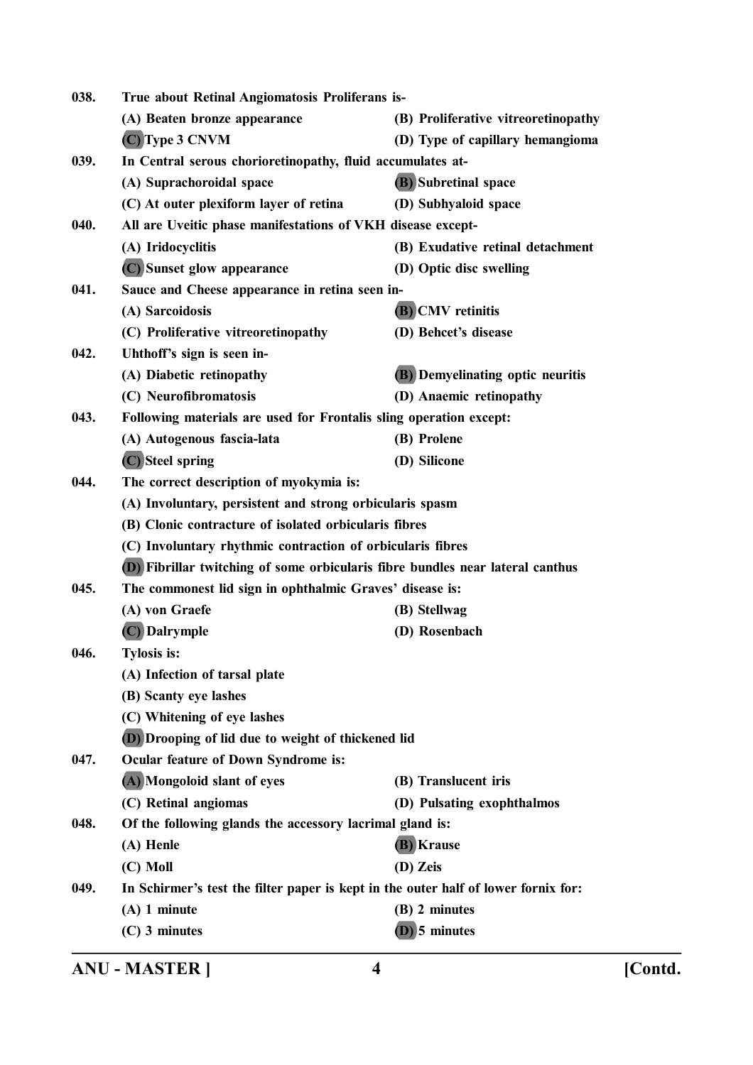038. True about Retinal Angiomatosis Proliferans is-

(A) Beaten bronze appearance
(B) Proliferative vitreoretinopathy
**(C)** Type 3 CNVM
(D) Type of capillary hemangioma

039. In Central serous chorioretinopathy, fluid accumulates at-

(A) Suprachoroidal space
**(B)** Subretinal space
(C) At outer plexiform layer of retina
(D) Subhyaloid space

040. All are Uveitic phase manifestations of VKH disease except-

(A) Iridocyclitis
(B) Exudative retinal detachment
**(C)** Sunset glow appearance
(D) Optic disc swelling

041. Sauce and Cheese appearance in retina seen in-

(A) Sarcoidosis
**(B)** CMV retinitis
(C) Proliferative vitreoretinopathy
(D) Behcet's disease

042. Uhthoff's sign is seen in-

(A) Diabetic retinopathy
**(B)** Demyelinating optic neuritis
(C) Neurofibromatosis
(D) Anaemic retinopathy

043. Following materials are used for Frontalis sling operation except:

(A) Autogenous fascia-lata
(B) Prolene
**(C)** Steel spring
(D) Silicone

044. The correct description of myokymia is:

(A) Involuntary, persistent and strong orbicularis spasm
(B) Clonic contracture of isolated orbicularis fibres
(C) Involuntary rhythmic contraction of orbicularis fibres
**(D)** Fibrillar twitching of some orbicularis fibre bundles near lateral canthus

045. The commonest lid sign in ophthalmic Graves' disease is:

(A) von Graefe
(B) Stellwag
**(C)** Dalrymple
(D) Rosenbach

046. Tylosis is:

(A) Infection of tarsal plate
(B) Scanty eye lashes
(C) Whitening of eye lashes
**(D)** Drooping of lid due to weight of thickened lid

047. Ocular feature of Down Syndrome is:

**(A)** Mongoloid slant of eyes
(B) Translucent iris
(C) Retinal angiomas
(D) Pulsating exophthalmos

048. Of the following glands the accessory lacrimal gland is:

(A) Henle
**(B)** Krause
(C) Moll
(D) Zeis

049. In Schirmer's test the filter paper is kept in the outer half of lower fornix for:

(A) 1 minute
(B) 2 minutes
(C) 3 minutes
**(D)** 5 minutes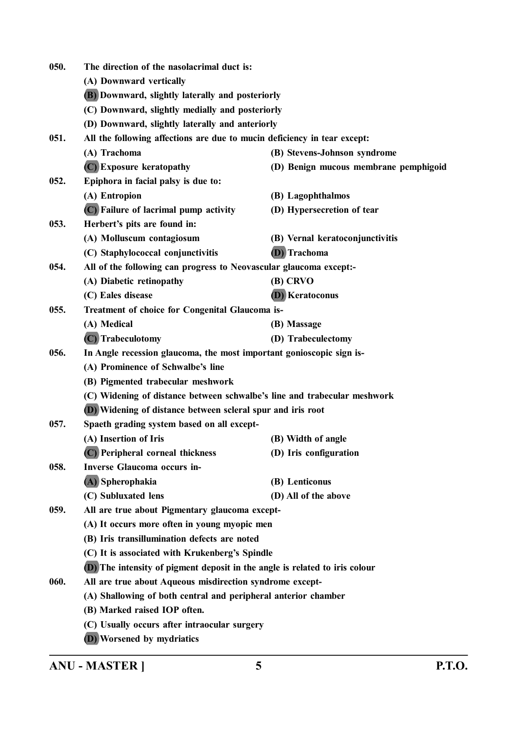**050.** The direction of the nasolacrimal duct is:

(A) Downward vertically

(B) Downward, slightly laterally and posteriorly

(C) Downward, slightly medially and posteriorly

(D) Downward, slightly laterally and anteriorly

**051.** All the following affections are due to mucin deficiency in tear except:

(A) Trachoma

(B) Stevens-Johnson syndrome

(C) Exposure keratopathy

(D) Benign mucous membrane pemphigoid

**052.** Epiphora in facial palsy is due to:

(A) Entropion

(B) Lagophthalmos

(C) Failure of lacrimal pump activity

(D) Hypersecretion of tear

**053.** Herbert's pits are found in:

(A) Molluscum contagiosum

(B) Vernal keratoconjunctivitis

(C) Staphylococcal conjunctivitis

(D) Trachoma

**054.** All of the following can progress to Neovascular glaucoma except:-

(A) Diabetic retinopathy

(B) CRVO

(C) Eales disease

(D) Keratoconus

**055.** Treatment of choice for Congenital Glaucoma is-

(A) Medical

(B) Massage

(C) Trabeculotomy

(D) Trabeculectomy

**056.** In Angle recession glaucoma, the most important gonioscopic sign is-

(A) Prominence of Schwalbe's line

(B) Pigmented trabecular meshwork

(C) Widening of distance between schwalbe's line and trabecular meshwork

(D) Widening of distance between scleral spur and iris root

**057.** Spaeth grading system based on all except-

(A) Insertion of Iris

(B) Width of angle

(C) Peripheral corneal thickness

(D) Iris configuration

**058.** Inverse Glaucoma occurs in-

(A) Spherophakia

(B) Lenticonus

(C) Subluxated lens

(D) All of the above

**059.** All are true about Pigmentary glaucoma except-

(A) It occurs more often in young myopic men

(B) Iris transillumination defects are noted

(C) It is associated with Krukenberg's Spindle

(D) The intensity of pigment deposit in the angle is related to iris colour

**060.** All are true about Aqueous misdirection syndrome except-

(A) Shallowing of both central and peripheral anterior chamber

(B) Marked raised IOP often.

(C) Usually occurs after intraocular surgery

(D) Worsened by mydriatics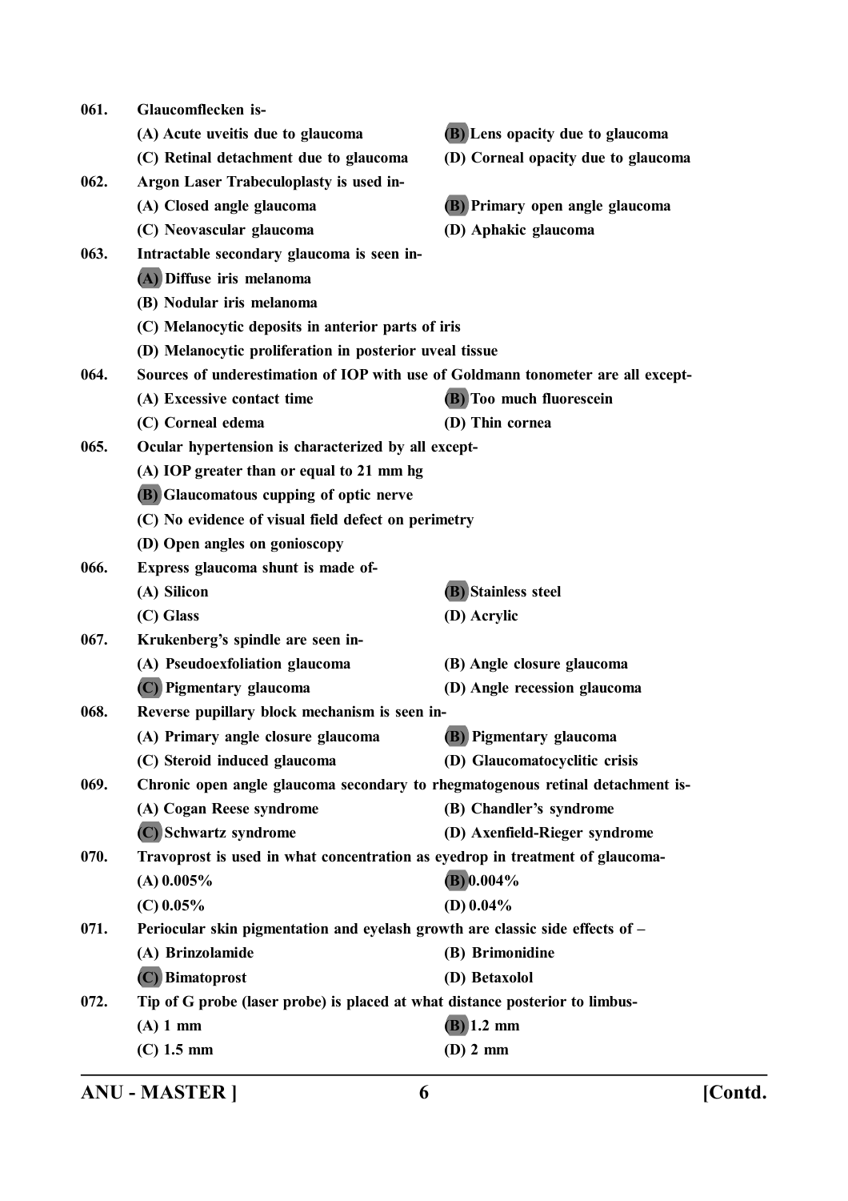**061. Glaucomflecken is-**

(A) Acute uveitis due to glaucoma
(B) Lens opacity due to glaucoma
(C) Retinal detachment due to glaucoma
(D) Corneal opacity due to glaucoma

**062. Argon Laser Trabeculoplasty is used in-**

(A) Closed angle glaucoma
(B) Primary open angle glaucoma
(C) Neovascular glaucoma
(D) Aphakic glaucoma

**063. Intractable secondary glaucoma is seen in-**

(A) Diffuse iris melanoma
(B) Nodular iris melanoma
(C) Melanocytic deposits in anterior parts of iris
(D) Melanocytic proliferation in posterior uveal tissue

**064. Sources of underestimation of IOP with use of Goldmann tonometer are all except-**

(A) Excessive contact time
(B) Too much fluorescein
(C) Corneal edema
(D) Thin cornea

**065. Ocular hypertension is characterized by all except-**

(A) IOP greater than or equal to 21 mm hg
(B) Glaucomatous cupping of optic nerve
(C) No evidence of visual field defect on perimetry
(D) Open angles on gonioscopy

**066. Express glaucoma shunt is made of-**

(A) Silicon
(B) Stainless steel
(C) Glass
(D) Acrylic

**067. Krukenberg's spindle are seen in-**

(A) Pseudoexfoliation glaucoma
(B) Angle closure glaucoma
(C) Pigmentary glaucoma
(D) Angle recession glaucoma

**068. Reverse pupillary block mechanism is seen in-**

(A) Primary angle closure glaucoma
(B) Pigmentary glaucoma
(C) Steroid induced glaucoma
(D) Glaucomatocyclitic crisis

**069. Chronic open angle glaucoma secondary to rhegmatogenous retinal detachment is-**

(A) Cogan Reese syndrome
(B) Chandler's syndrome
(C) Schwartz syndrome
(D) Axenfield-Rieger syndrome

**070. Travoprost is used in what concentration as eyedrop in treatment of glaucoma-**

(A) 0.005%
(B) 0.004%
(C) 0.05%
(D) 0.04%

**071. Periocular skin pigmentation and eyelash growth are classic side effects of –**

(A) Brinzolamide
(B) Brimonidine
(C) Bimatoprost
(D) Betaxolol

**072. Tip of G probe (laser probe) is placed at what distance posterior to limbus-**

(A) 1 mm
(B) 1.2 mm
(C) 1.5 mm
(D) 2 mm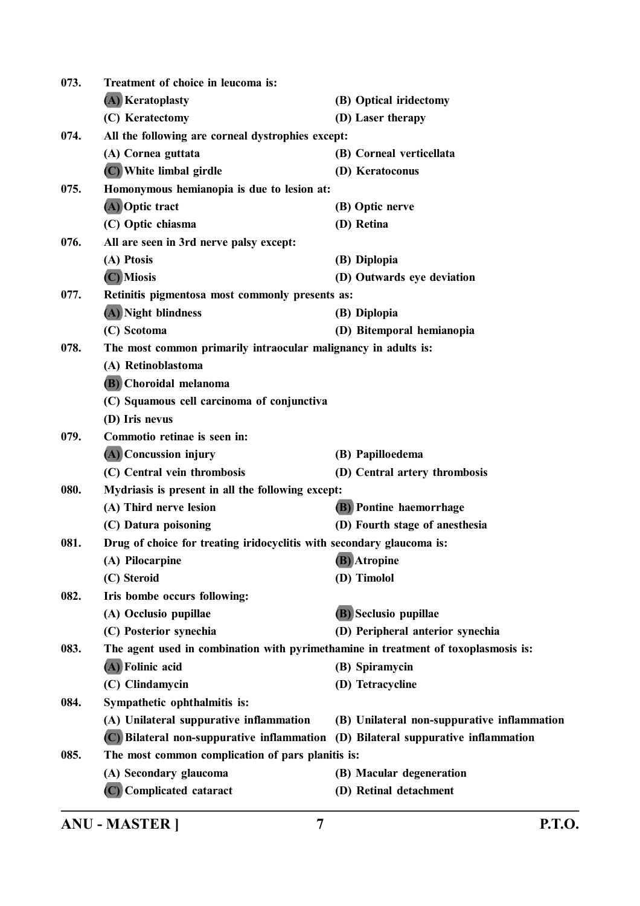073. **Treatment of choice in leucoma is:**
(A) Keratoplasty (B) Optical iridectomy
(C) Keratectomy (D) Laser therapy

074. **All the following are corneal dystrophies except:**
(A) Cornea guttata (B) Corneal verticellata
(C) White limbal girdle (D) Keratoconus

075. **Homonymous hemianopia is due to lesion at:**
(A) Optic tract (B) Optic nerve
(C) Optic chiasma (D) Retina

076. **All are seen in 3rd nerve palsy except:**
(A) Ptosis (B) Diplopia
(C) Miosis (D) Outwards eye deviation

077. **Retinitis pigmentosa most commonly presents as:**
(A) Night blindness (B) Diplopia
(C) Scotoma (D) Bitemporal hemianopia

078. **The most common primarily intraocular malignancy in adults is:**
(A) Retinoblastoma
(B) Choroidal melanoma
(C) Squamous cell carcinoma of conjunctiva
(D) Iris nevus

079. **Commotio retinae is seen in:**
(A) Concussion injury (B) Papilloedema
(C) Central vein thrombosis (D) Central artery thrombosis

080. **Mydriasis is present in all the following except:**
(A) Third nerve lesion (B) Pontine haemorrhage
(C) Datura poisoning (D) Fourth stage of anesthesia

081. **Drug of choice for treating iridocyclitis with secondary glaucoma is:**
(A) Pilocarpine (B) Atropine
(C) Steroid (D) Timolol

082. **Iris bombe occurs following:**
(A) Occlusio pupillae (B) Seclusio pupillae
(C) Posterior synechia (D) Peripheral anterior synechia

083. **The agent used in combination with pyrimethamine in treatment of toxoplasmosis is:**
(A) Folinic acid (B) Spiramycin
(C) Clindamycin (D) Tetracycline

084. **Sympathetic ophthalmitis is:**
(A) Unilateral suppurative inflammation (B) Unilateral non-suppurative inflammation
(C) Bilateral non-suppurative inflammation (D) Bilateral suppurative inflammation

085. **The most common complication of pars planitis is:**
(A) Secondary glaucoma (B) Macular degeneration
(C) Complicated cataract (D) Retinal detachment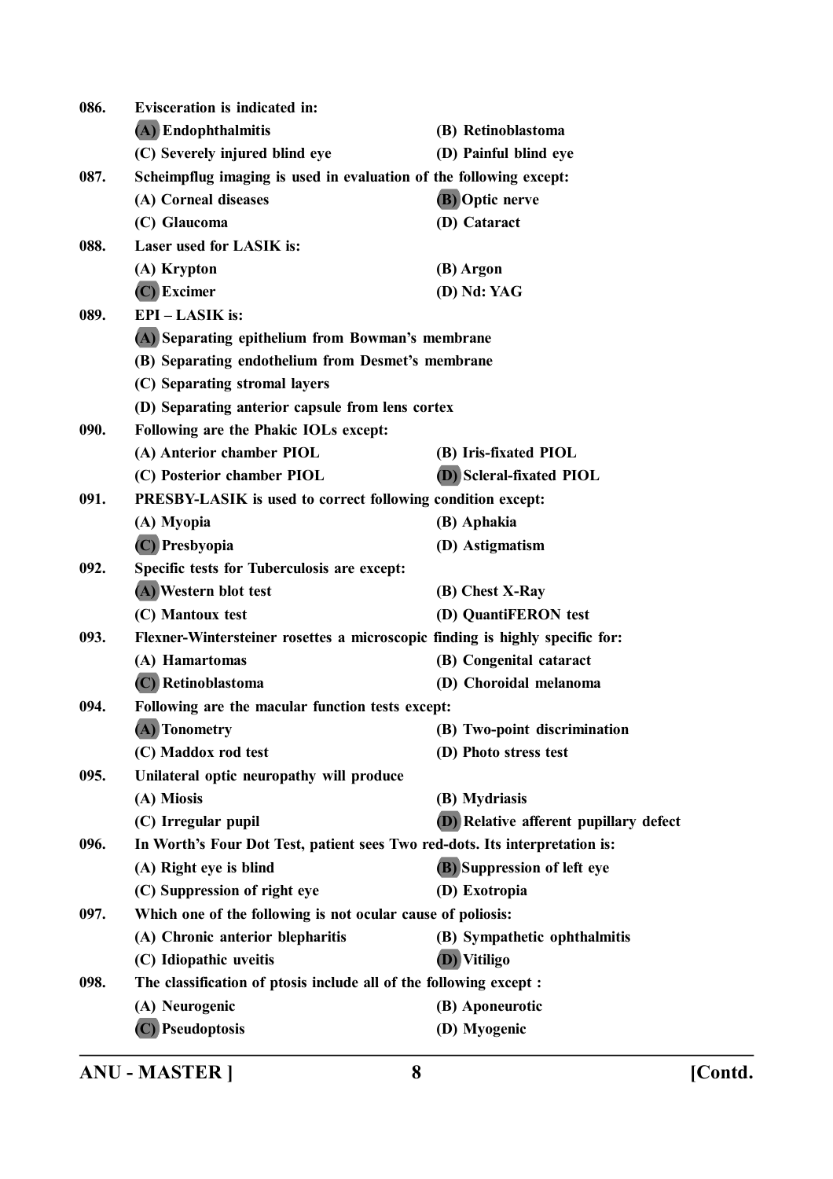086. **Evisceration is indicated in:**

**(A) Endophthalmitis** **(B) Retinoblastoma**

**(C) Severely injured blind eye** **(D) Painful blind eye**

087. **Scheimpflug imaging is used in evaluation of the following except:**

**(A) Corneal diseases** **(B) Optic nerve**

**(C) Glaucoma** **(D) Cataract**

088. **Laser used for LASIK is:**

**(A) Krypton** **(B) Argon**

**(C) Excimer** **(D) Nd: YAG**

089. **EPI – LASIK is:**

**(A) Separating epithelium from Bowman's membrane**

**(B) Separating endothelium from Desmet's membrane**

**(C) Separating stromal layers**

**(D) Separating anterior capsule from lens cortex**

090. **Following are the Phakic IOLs except:**

**(A) Anterior chamber PIOL** **(B) Iris-fixated PIOL**

**(C) Posterior chamber PIOL** **(D) Scleral-fixated PIOL**

091. **PRESBY-LASIK is used to correct following condition except:**

**(A) Myopia** **(B) Aphakia**

**(C) Presbyopia** **(D) Astigmatism**

092. **Specific tests for Tuberculosis are except:**

**(A) Western blot test** **(B) Chest X-Ray**

**(C) Mantoux test** **(D) QuantiFERON test**

093. **Flexner-Wintersteiner rosettes a microscopic finding is highly specific for:**

**(A) Hamartomas** **(B) Congenital cataract**

**(C) Retinoblastoma** **(D) Choroidal melanoma**

094. **Following are the macular function tests except:**

**(A) Tonometry** **(B) Two-point discrimination**

**(C) Maddox rod test** **(D) Photo stress test**

095. **Unilateral optic neuropathy will produce**

**(A) Miosis** **(B) Mydriasis**

**(C) Irregular pupil** **(D) Relative afferent pupillary defect**

096. **In Worth's Four Dot Test, patient sees Two red-dots. Its interpretation is:**

**(A) Right eye is blind** **(B) Suppression of left eye**

**(C) Suppression of right eye** **(D) Exotropia**

097. **Which one of the following is not ocular cause of poliosis:**

**(A) Chronic anterior blepharitis** **(B) Sympathetic ophthalmitis**

**(C) Idiopathic uveitis** **(D) Vitiligo**

098. **The classification of ptosis include all of the following except :**

**(A) Neurogenic** **(B) Aponeurotic**

**(C) Pseudoptosis** **(D) Myogenic**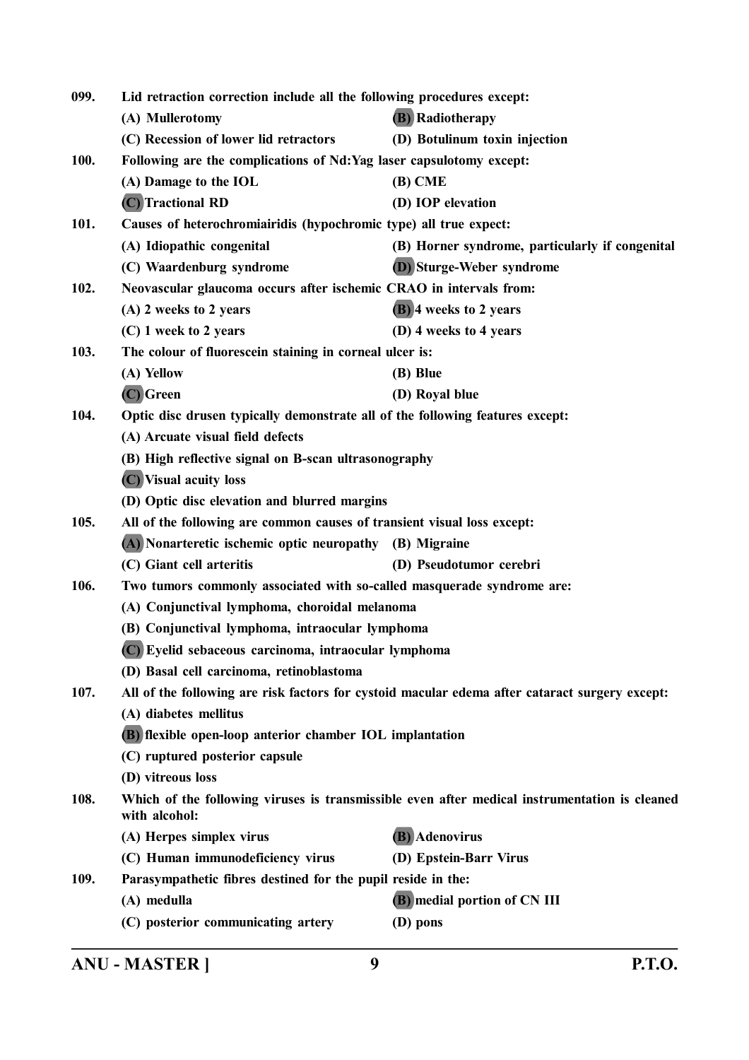**099.** **Lid retraction correction include all the following procedures except:**

(A) Mullerotomy
(B) Radiotherapy
(C) Recession of lower lid retractors
(D) Botulinum toxin injection

**100.** **Following are the complications of Nd:Yag laser capsulotomy except:**

(A) Damage to the IOL
(B) CME
(C) Tractional RD
(D) IOP elevation

**101.** **Causes of heterochromiairidis (hypochromic type) all true expect:**

(A) Idiopathic congenital
(B) Horner syndrome, particularly if congenital
(C) Waardenburg syndrome
(D) Sturge-Weber syndrome

**102.** **Neovascular glaucoma occurs after ischemic CRAO in intervals from:**

(A) 2 weeks to 2 years
(B) 4 weeks to 2 years
(C) 1 week to 2 years
(D) 4 weeks to 4 years

**103.** **The colour of fluorescein staining in corneal ulcer is:**

(A) Yellow
(B) Blue
(C) Green
(D) Royal blue

**104.** **Optic disc drusen typically demonstrate all of the following features except:**

(A) Arcuate visual field defects
(B) High reflective signal on B-scan ultrasonography
(C) Visual acuity loss
(D) Optic disc elevation and blurred margins

**105.** **All of the following are common causes of transient visual loss except:**

(A) Nonarteretic ischemic optic neuropathy
(B) Migraine
(C) Giant cell arteritis
(D) Pseudotumor cerebri

**106.** **Two tumors commonly associated with so-called masquerade syndrome are:**

(A) Conjunctival lymphoma, choroidal melanoma
(B) Conjunctival lymphoma, intraocular lymphoma
(C) Eyelid sebaceous carcinoma, intraocular lymphoma
(D) Basal cell carcinoma, retinoblastoma

**107.** **All of the following are risk factors for cystoid macular edema after cataract surgery except:**

(A) diabetes mellitus
(B) flexible open-loop anterior chamber IOL implantation
(C) ruptured posterior capsule
(D) vitreous loss

**108.** **Which of the following viruses is transmissible even after medical instrumentation is cleaned with alcohol:**

(A) Herpes simplex virus
(B) Adenovirus
(C) Human immunodeficiency virus
(D) Epstein-Barr Virus

**109.** **Parasympathetic fibres destined for the pupil reside in the:**

(A) medulla
(B) medial portion of CN III
(C) posterior communicating artery
(D) pons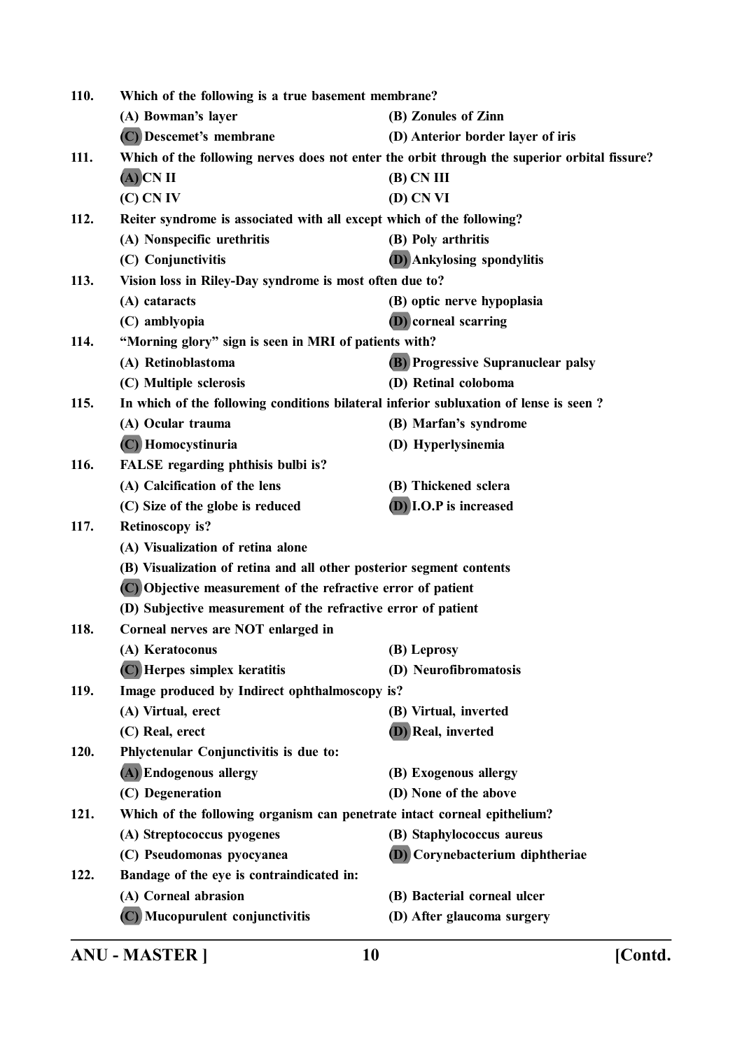**110. Which of the following is a true basement membrane?**

**(A) Bowman's layer** **(B) Zonules of Zinn**

**(C) Descemet's membrane** **(D) Anterior border layer of iris**

**111. Which of the following nerves does not enter the orbit through the superior orbital fissure?**

**(A) CN II** **(B) CN III**

**(C) CN IV** **(D) CN VI**

**112. Reiter syndrome is associated with all except which of the following?**

**(A) Nonspecific urethritis** **(B) Poly arthritis**

**(C) Conjunctivitis** **(D) Ankylosing spondylitis**

**113. Vision loss in Riley-Day syndrome is most often due to?**

**(A) cataracts** **(B) optic nerve hypoplasia**

**(C) amblyopia** **(D) corneal scarring**

**114. "Morning glory" sign is seen in MRI of patients with?**

**(A) Retinoblastoma** **(B) Progressive Supranuclear palsy**

**(C) Multiple sclerosis** **(D) Retinal coloboma**

**115. In which of the following conditions bilateral inferior subluxation of lense is seen ?**

**(A) Ocular trauma** **(B) Marfan's syndrome**

**(C) Homocystinuria** **(D) Hyperlysinemia**

**116. FALSE regarding phthisis bulbi is?**

**(A) Calcification of the lens** **(B) Thickened sclera**

**(C) Size of the globe is reduced** **(D) I.O.P is increased**

**117. Retinoscopy is?**

**(A) Visualization of retina alone**

**(B) Visualization of retina and all other posterior segment contents**

**(C) Objective measurement of the refractive error of patient**

**(D) Subjective measurement of the refractive error of patient**

**118. Corneal nerves are NOT enlarged in**

**(A) Keratoconus** **(B) Leprosy**

**(C) Herpes simplex keratitis** **(D) Neurofibromatosis**

**119. Image produced by Indirect ophthalmoscopy is?**

**(A) Virtual, erect** **(B) Virtual, inverted**

**(C) Real, erect** **(D) Real, inverted**

**120. Phlyctenular Conjunctivitis is due to:**

**(A) Endogenous allergy** **(B) Exogenous allergy**

**(C) Degeneration** **(D) None of the above**

**121. Which of the following organism can penetrate intact corneal epithelium?**

**(A) Streptococcus pyogenes** **(B) Staphylococcus aureus**

**(C) Pseudomonas pyocyanea** **(D) Corynebacterium diphtheriae**

**122. Bandage of the eye is contraindicated in:**

**(A) Corneal abrasion** **(B) Bacterial corneal ulcer**

**(C) Mucopurulent conjunctivitis** **(D) After glaucoma surgery**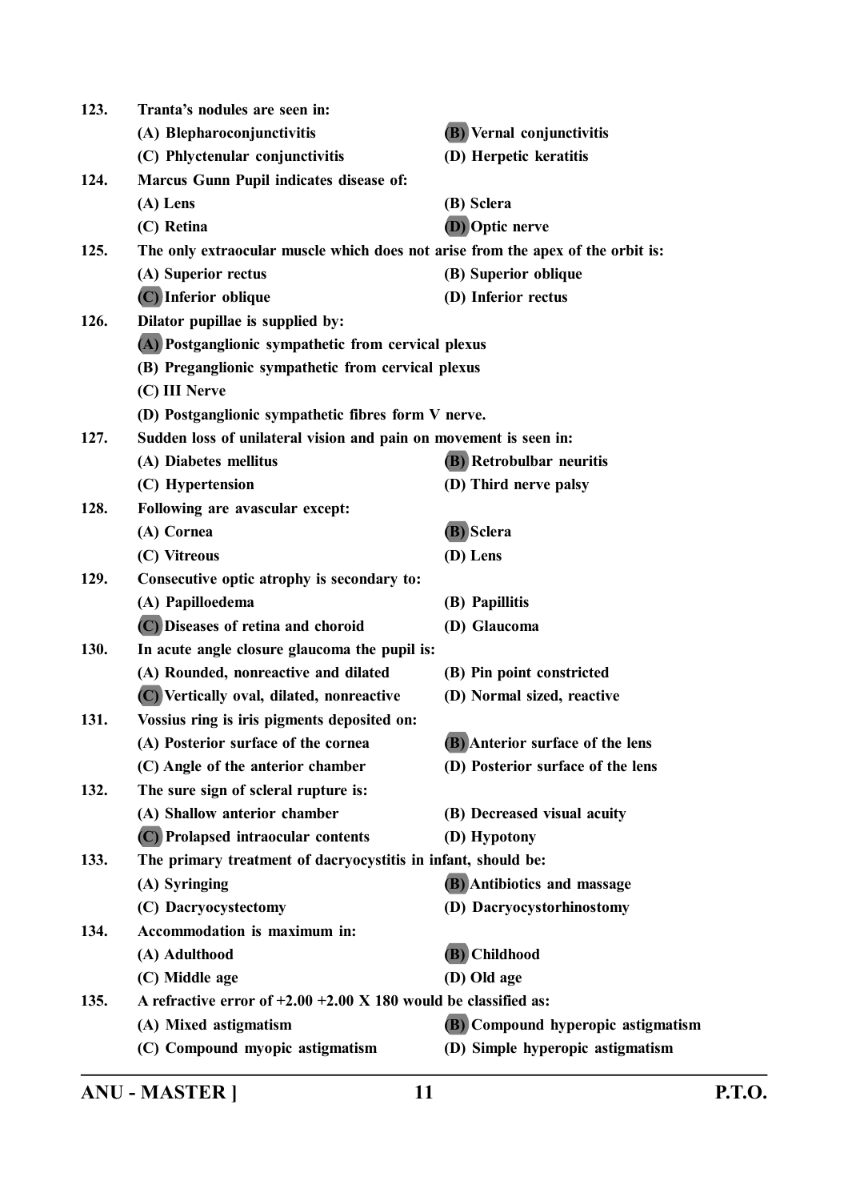**123. Tranta's nodules are seen in:**

(A) Blepharoconjunctivitis
(B) Vernal conjunctivitis
(C) Phlyctenular conjunctivitis
(D) Herpetic keratitis

**124. Marcus Gunn Pupil indicates disease of:**

(A) Lens
(B) Sclera
(C) Retina
(D) Optic nerve

**125. The only extraocular muscle which does not arise from the apex of the orbit is:**

(A) Superior rectus
(B) Superior oblique
(C) Inferior oblique
(D) Inferior rectus

**126. Dilator pupillae is supplied by:**

(A) Postganglionic sympathetic from cervical plexus
(B) Preganglionic sympathetic from cervical plexus
(C) III Nerve
(D) Postganglionic sympathetic fibres form V nerve.

**127. Sudden loss of unilateral vision and pain on movement is seen in:**

(A) Diabetes mellitus
(B) Retrobulbar neuritis
(C) Hypertension
(D) Third nerve palsy

**128. Following are avascular except:**

(A) Cornea
(B) Sclera
(C) Vitreous
(D) Lens

**129. Consecutive optic atrophy is secondary to:**

(A) Papilloedema
(B) Papillitis
(C) Diseases of retina and choroid
(D) Glaucoma

**130. In acute angle closure glaucoma the pupil is:**

(A) Rounded, nonreactive and dilated
(B) Pin point constricted
(C) Vertically oval, dilated, nonreactive
(D) Normal sized, reactive

**131. Vossius ring is iris pigments deposited on:**

(A) Posterior surface of the cornea
(B) Anterior surface of the lens
(C) Angle of the anterior chamber
(D) Posterior surface of the lens

**132. The sure sign of scleral rupture is:**

(A) Shallow anterior chamber
(B) Decreased visual acuity
(C) Prolapsed intraocular contents
(D) Hypotony

**133. The primary treatment of dacryocystitis in infant, should be:**

(A) Syringing
(B) Antibiotics and massage
(C) Dacryocystectomy
(D) Dacryocystorhinostomy

**134. Accommodation is maximum in:**

(A) Adulthood
(B) Childhood
(C) Middle age
(D) Old age

**135. A refractive error of +2.00 +2.00 X 180 would be classified as:**

(A) Mixed astigmatism
(B) Compound hyperopic astigmatism
(C) Compound myopic astigmatism
(D) Simple hyperopic astigmatism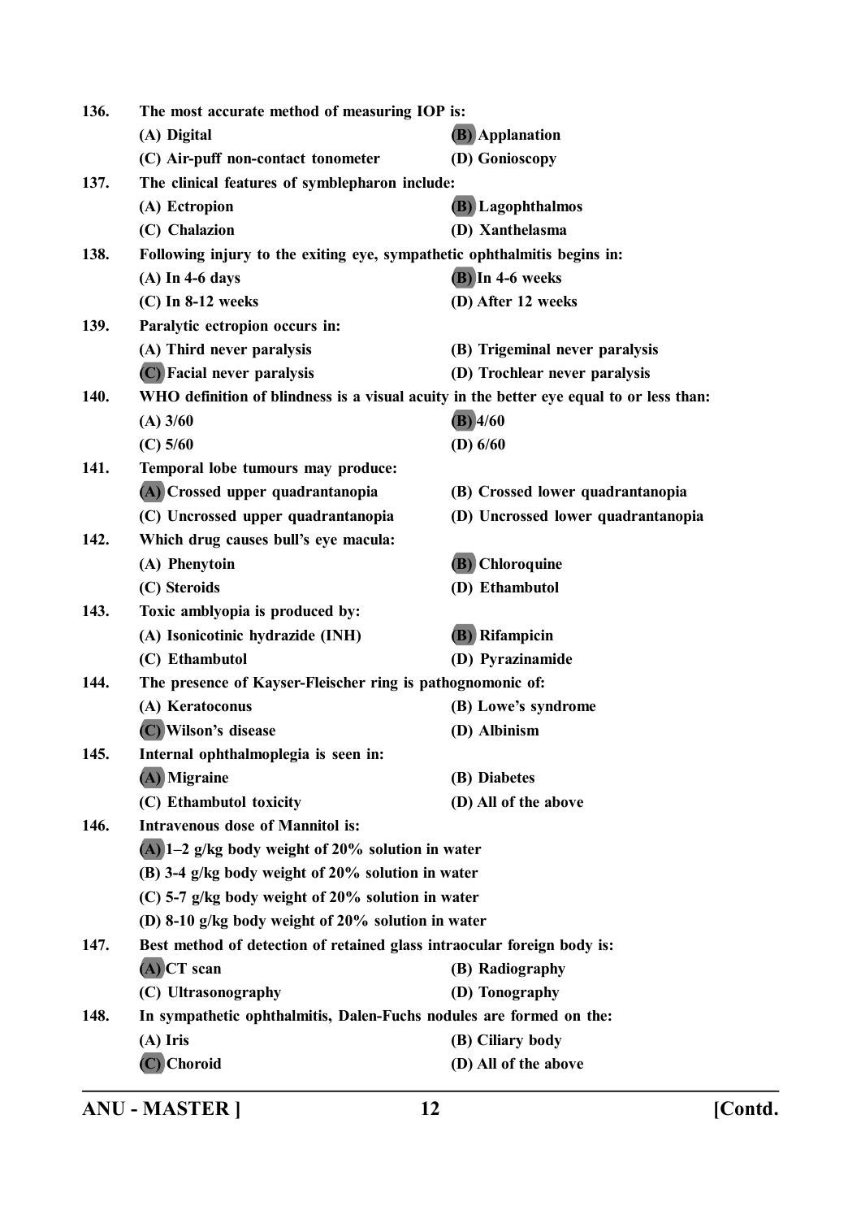136. The most accurate method of measuring IOP is:

(A) Digital
(B) Applanation
(C) Air-puff non-contact tonometer
(D) Gonioscopy

137. The clinical features of symblepharon include:

(A) Ectropion
(B) Lagophthalmos
(C) Chalazion
(D) Xanthelasma

138. Following injury to the exiting eye, sympathetic ophthalmitis begins in:

(A) In 4-6 days
(B) In 4-6 weeks
(C) In 8-12 weeks
(D) After 12 weeks

139. Paralytic ectropion occurs in:

(A) Third never paralysis
(B) Trigeminal never paralysis
(C) Facial never paralysis
(D) Trochlear never paralysis

140. WHO definition of blindness is a visual acuity in the better eye equal to or less than:

(A) 3/60
(B) 4/60
(C) 5/60
(D) 6/60

141. Temporal lobe tumours may produce:

(A) Crossed upper quadrantanopia
(B) Crossed lower quadrantanopia
(C) Uncrossed upper quadrantanopia
(D) Uncrossed lower quadrantanopia

142. Which drug causes bull's eye macula:

(A) Phenytoin
(B) Chloroquine
(C) Steroids
(D) Ethambutol

143. Toxic amblyopia is produced by:

(A) Isonicotinic hydrazide (INH)
(B) Rifampicin
(C) Ethambutol
(D) Pyrazinamide

144. The presence of Kayser-Fleischer ring is pathognomonic of:

(A) Keratoconus
(B) Lowe's syndrome
(C) Wilson's disease
(D) Albinism

145. Internal ophthalmoplegia is seen in:

(A) Migraine
(B) Diabetes
(C) Ethambutol toxicity
(D) All of the above

146. Intravenous dose of Mannitol is:

(A) 1–2 g/kg body weight of 20% solution in water
(B) 3-4 g/kg body weight of 20% solution in water
(C) 5-7 g/kg body weight of 20% solution in water
(D) 8-10 g/kg body weight of 20% solution in water

147. Best method of detection of retained glass intraocular foreign body is:

(A) CT scan
(B) Radiography
(C) Ultrasonography
(D) Tonography

148. In sympathetic ophthalmitis, Dalen-Fuchs nodules are formed on the:

(A) Iris
(B) Ciliary body
(C) Choroid
(D) All of the above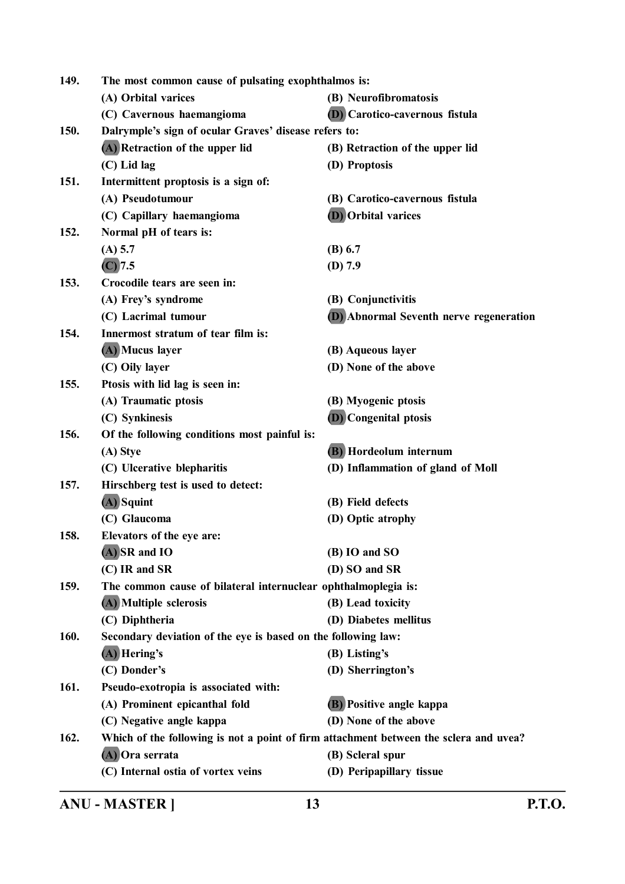149. The most common cause of pulsating exophthalmos is:

(A) Orbital varices
(B) Neurofibromatosis
(C) Cavernous haemangioma
(D) Carotico-cavernous fistula

150. Dalrymple's sign of ocular Graves' disease refers to:

(A) Retraction of the upper lid
(B) Retraction of the upper lid
(C) Lid lag
(D) Proptosis

151. Intermittent proptosis is a sign of:

(A) Pseudotumour
(B) Carotico-cavernous fistula
(C) Capillary haemangioma
(D) Orbital varices

152. Normal pH of tears is:

(A) 5.7
(B) 6.7
(C) 7.5
(D) 7.9

153. Crocodile tears are seen in:

(A) Frey's syndrome
(B) Conjunctivitis
(C) Lacrimal tumour
(D) Abnormal Seventh nerve regeneration

154. Innermost stratum of tear film is:

(A) Mucus layer
(B) Aqueous layer
(C) Oily layer
(D) None of the above

155. Ptosis with lid lag is seen in:

(A) Traumatic ptosis
(B) Myogenic ptosis
(C) Synkinesis
(D) Congenital ptosis

156. Of the following conditions most painful is:

(A) Stye
(B) Hordeolum internum
(C) Ulcerative blepharitis
(D) Inflammation of gland of Moll

157. Hirschberg test is used to detect:

(A) Squint
(B) Field defects
(C) Glaucoma
(D) Optic atrophy

158. Elevators of the eye are:

(A) SR and IO
(B) IO and SO
(C) IR and SR
(D) SO and SR

159. The common cause of bilateral internuclear ophthalmoplegia is:

(A) Multiple sclerosis
(B) Lead toxicity
(C) Diphtheria
(D) Diabetes mellitus

160. Secondary deviation of the eye is based on the following law:

(A) Hering's
(B) Listing's
(C) Donder's
(D) Sherrington's

161. Pseudo-exotropia is associated with:

(A) Prominent epicanthal fold
(B) Positive angle kappa
(C) Negative angle kappa
(D) None of the above

162. Which of the following is not a point of firm attachment between the sclera and uvea?

(A) Ora serrata
(B) Scleral spur
(C) Internal ostia of vortex veins
(D) Peripapillary tissue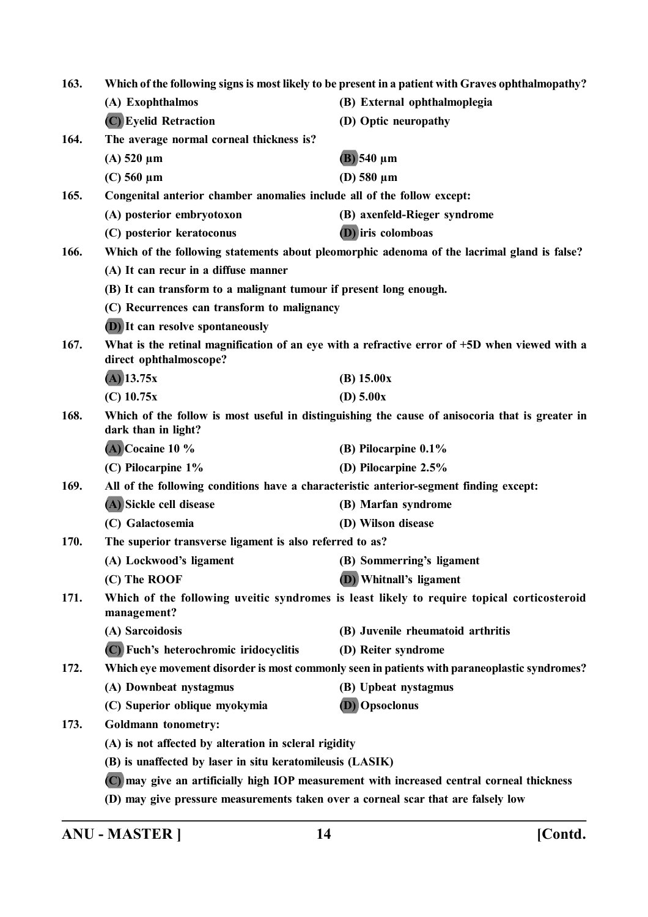163. Which of the following signs is most likely to be present in a patient with Graves ophthalmopathy?

(A) Exophthalmos
(B) External ophthalmoplegia
**(C)** Eyelid Retraction
(D) Optic neuropathy

164. The average normal corneal thickness is?

(A) 520 µm
**(B)** 540 µm
(C) 560 µm
(D) 580 µm

165. Congenital anterior chamber anomalies include all of the follow except:

(A) posterior embryotoxon
(B) axenfeld-Rieger syndrome
(C) posterior keratoconus
**(D)** iris colomboas

166. Which of the following statements about pleomorphic adenoma of the lacrimal gland is false?

(A) It can recur in a diffuse manner
(B) It can transform to a malignant tumour if present long enough.
(C) Recurrences can transform to malignancy
**(D)** It can resolve spontaneously

167. What is the retinal magnification of an eye with a refractive error of +5D when viewed with a direct ophthalmoscope?

**(A)** 13.75x
(B) 15.00x
(C) 10.75x
(D) 5.00x

168. Which of the follow is most useful in distinguishing the cause of anisocoria that is greater in dark than in light?

**(A)** Cocaine 10 %
(B) Pilocarpine 0.1%
(C) Pilocarpine 1%
(D) Pilocarpine 2.5%

169. All of the following conditions have a characteristic anterior-segment finding except:

**(A)** Sickle cell disease
(B) Marfan syndrome
(C) Galactosemia
(D) Wilson disease

170. The superior transverse ligament is also referred to as?

(A) Lockwood's ligament
(B) Sommerring's ligament
(C) The ROOF
**(D)** Whitnall's ligament

171. Which of the following uveitic syndromes is least likely to require topical corticosteroid management?

(A) Sarcoidosis
(B) Juvenile rheumatoid arthritis
**(C)** Fuch's heterochromic iridocyclitis
(D) Reiter syndrome

172. Which eye movement disorder is most commonly seen in patients with paraneoplastic syndromes?

(A) Downbeat nystagmus
(B) Upbeat nystagmus
(C) Superior oblique myokymia
**(D)** Opsoclonus

173. Goldmann tonometry:

(A) is not affected by alteration in scleral rigidity
(B) is unaffected by laser in situ keratomileusis (LASIK)
**(C)** may give an artificially high IOP measurement with increased central corneal thickness
(D) may give pressure measurements taken over a corneal scar that are falsely low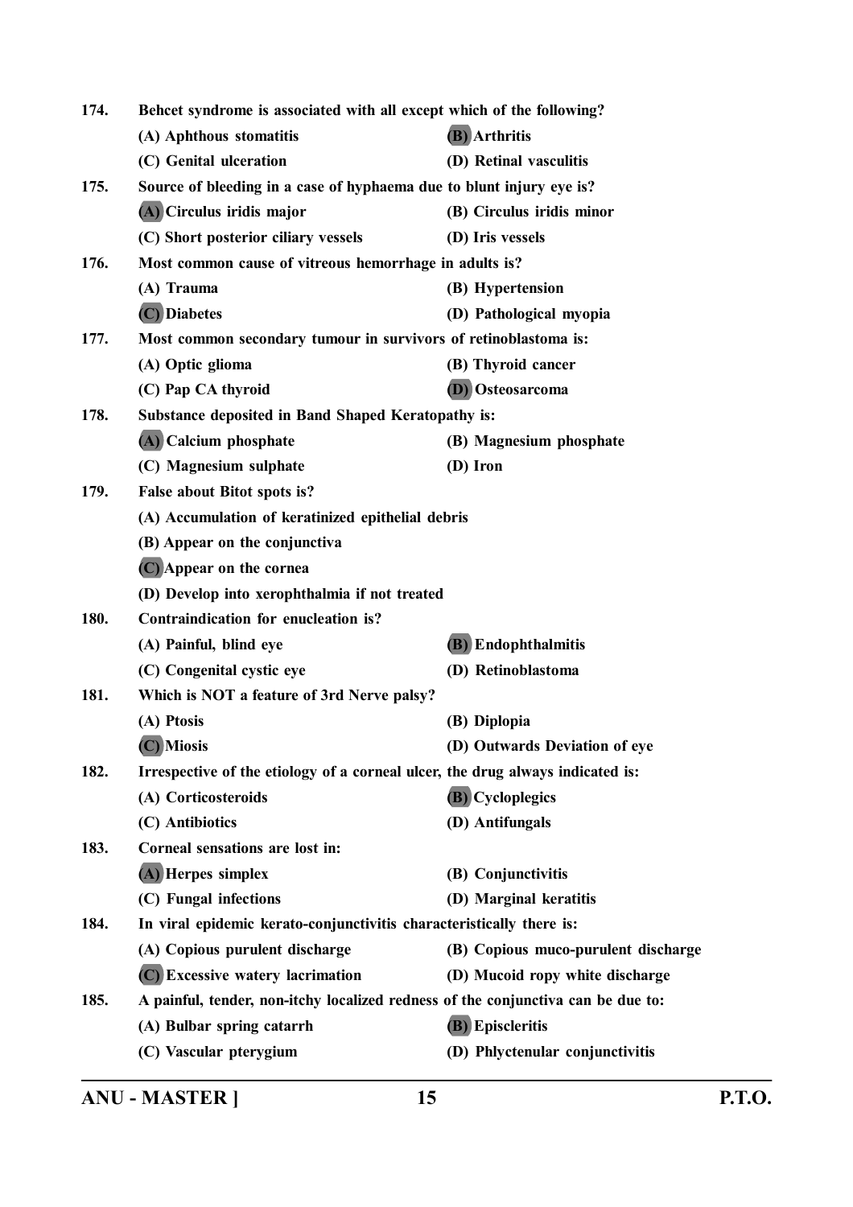174. Behcet syndrome is associated with all except which of the following?

(A) Aphthous stomatitis
(B) Arthritis
(C) Genital ulceration
(D) Retinal vasculitis

175. Source of bleeding in a case of hyphaema due to blunt injury eye is?

(A) Circulus iridis major
(B) Circulus iridis minor
(C) Short posterior ciliary vessels
(D) Iris vessels

176. Most common cause of vitreous hemorrhage in adults is?

(A) Trauma
(B) Hypertension
(C) Diabetes
(D) Pathological myopia

177. Most common secondary tumour in survivors of retinoblastoma is:

(A) Optic glioma
(B) Thyroid cancer
(C) Pap CA thyroid
(D) Osteosarcoma

178. Substance deposited in Band Shaped Keratopathy is:

(A) Calcium phosphate
(B) Magnesium phosphate
(C) Magnesium sulphate
(D) Iron

179. False about Bitot spots is?

(A) Accumulation of keratinized epithelial debris
(B) Appear on the conjunctiva
(C) Appear on the cornea
(D) Develop into xerophthalmia if not treated

180. Contraindication for enucleation is?

(A) Painful, blind eye
(B) Endophthalmitis
(C) Congenital cystic eye
(D) Retinoblastoma

181. Which is NOT a feature of 3rd Nerve palsy?

(A) Ptosis
(B) Diplopia
(C) Miosis
(D) Outwards Deviation of eye

182. Irrespective of the etiology of a corneal ulcer, the drug always indicated is:

(A) Corticosteroids
(B) Cycloplegics
(C) Antibiotics
(D) Antifungals

183. Corneal sensations are lost in:

(A) Herpes simplex
(B) Conjunctivitis
(C) Fungal infections
(D) Marginal keratitis

184. In viral epidemic kerato-conjunctivitis characteristically there is:

(A) Copious purulent discharge
(B) Copious muco-purulent discharge
(C) Excessive watery lacrimation
(D) Mucoid ropy white discharge

185. A painful, tender, non-itchy localized redness of the conjunctiva can be due to:

(A) Bulbar spring catarrh
(B) Episcleritis
(C) Vascular pterygium
(D) Phlyctenular conjunctivitis

ANU - MASTER ]

P.T.O.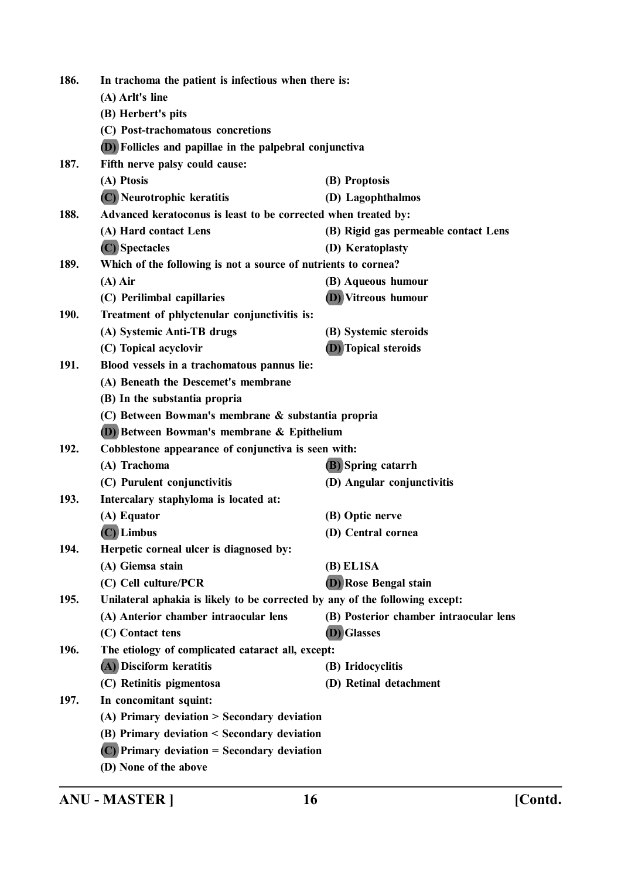**186. In trachoma the patient is infectious when there is:**

(A) Arlt's line

(B) Herbert's pits

(C) Post-trachomatous concretions

(D) Follicles and papillae in the palpebral conjunctiva

**187. Fifth nerve palsy could cause:**

(A) Ptosis

(B) Proptosis

(C) Neurotrophic keratitis

(D) Lagophthalmos

**188. Advanced keratoconus is least to be corrected when treated by:**

(A) Hard contact Lens

(B) Rigid gas permeable contact Lens

(C) Spectacles

(D) Keratoplasty

**189. Which of the following is not a source of nutrients to cornea?**

(A) Air

(B) Aqueous humour

(C) Perilimbal capillaries

(D) Vitreous humour

**190. Treatment of phlyctenular conjunctivitis is:**

(A) Systemic Anti-TB drugs

(B) Systemic steroids

(C) Topical acyclovir

(D) Topical steroids

**191. Blood vessels in a trachomatous pannus lie:**

(A) Beneath the Descemet's membrane

(B) In the substantia propria

(C) Between Bowman's membrane & substantia propria

(D) Between Bowman's membrane & Epithelium

**192. Cobblestone appearance of conjunctiva is seen with:**

(A) Trachoma

(B) Spring catarrh

(C) Purulent conjunctivitis

(D) Angular conjunctivitis

**193. Intercalary staphyloma is located at:**

(A) Equator

(B) Optic nerve

(C) Limbus

(D) Central cornea

**194. Herpetic corneal ulcer is diagnosed by:**

(A) Giemsa stain

(B) EL1SA

(C) Cell culture/PCR

(D) Rose Bengal stain

**195. Unilateral aphakia is likely to be corrected by any of the following except:**

(A) Anterior chamber intraocular lens

(B) Posterior chamber intraocular lens

(C) Contact tens

(D) Glasses

**196. The etiology of complicated cataract all, except:**

(A) Disciform keratitis

(B) Iridocyclitis

(C) Retinitis pigmentosa

(D) Retinal detachment

**197. In concomitant squint:**

(A) Primary deviation > Secondary deviation

(B) Primary deviation < Secondary deviation

(C) Primary deviation = Secondary deviation

(D) None of the above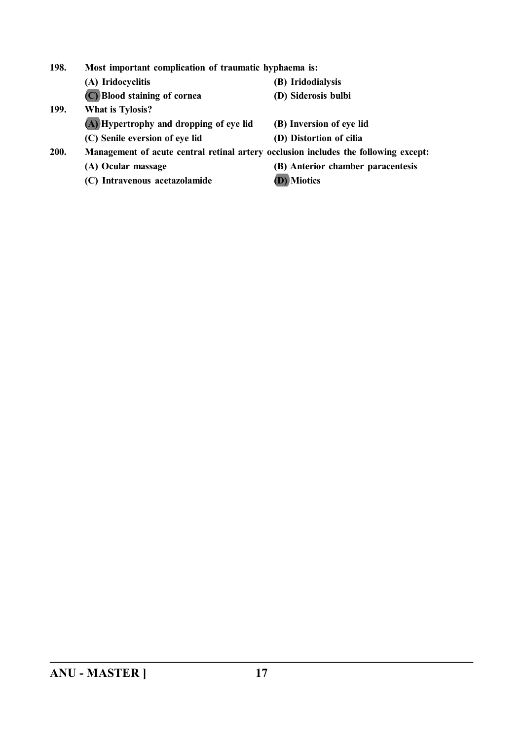**198. Most important complication of traumatic hyphaema is:**

**(A) Iridocyclitis**
**(B) Iridodialysis**
**(C) Blood staining of cornea**
**(D) Siderosis bulbi**

**199. What is Tylosis?**

**(A) Hypertrophy and dropping of eye lid**
**(B) Inversion of eye lid**
**(C) Senile eversion of eye lid**
**(D) Distortion of cilia**

**200. Management of acute central retinal artery occlusion includes the following except:**

**(A) Ocular massage**
**(B) Anterior chamber paracentesis**
**(C) Intravenous acetazolamide**
**(D) Miotics**

**ANU - MASTER ]**